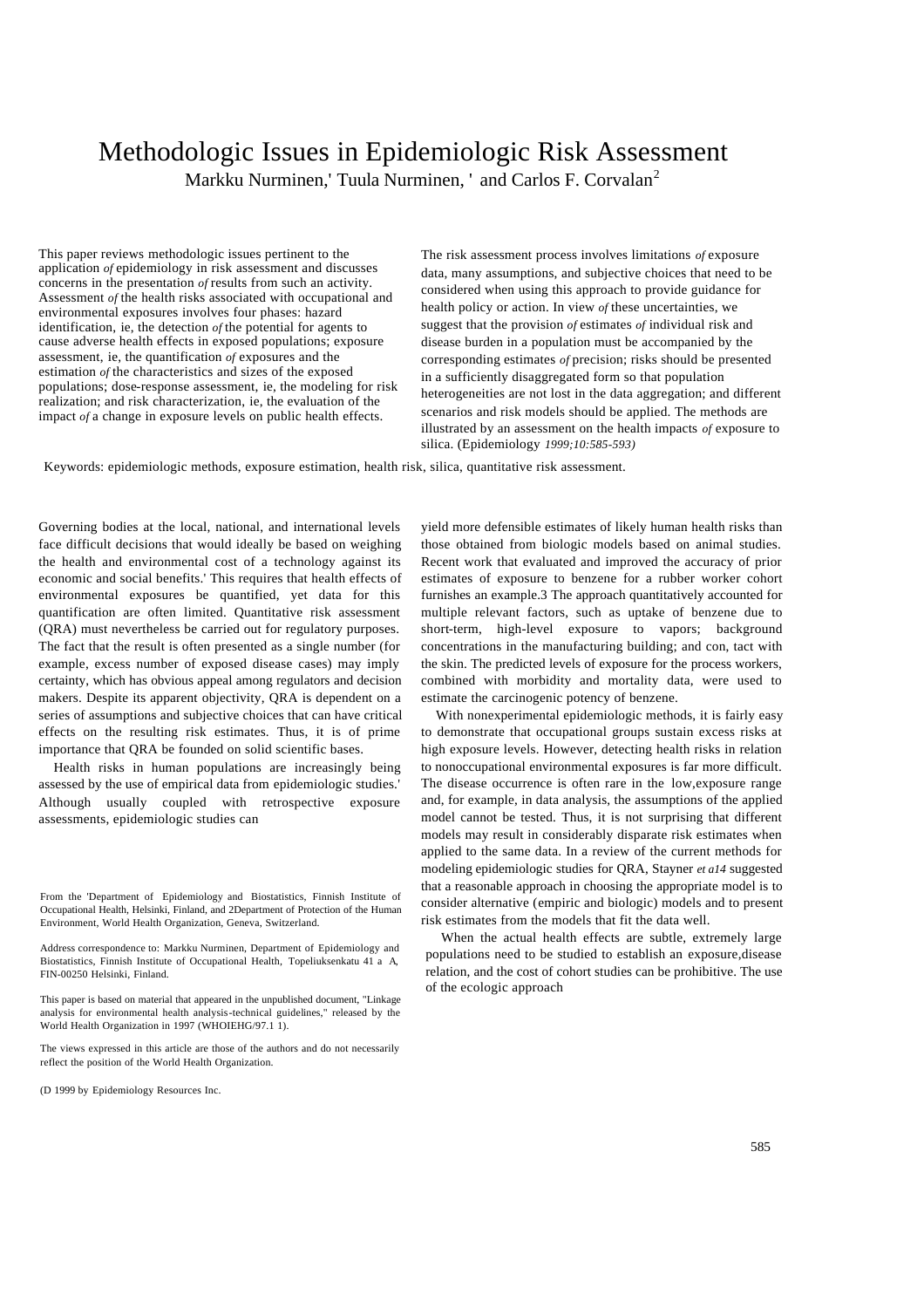// Methodologic Issues in Epidemiologic Risk Assessment

Markku Nurminen,[1] Tuula Nurminen,[1] and Carlos F. Corvalan[2]

This paper reviews methodologic issues pertinent to the application *of* epidemiology in risk assessment and discusses concerns in the presentation *of* results from such an activity. Assessment *of* the health risks associated with occupational and environmental exposures involves four phases: hazard identification, ie, the detection *of* the potential for agents to cause adverse health effects in exposed populations; exposure assessment, ie, the quantification *of* exposures and the estimation *of* the characteristics and sizes of the exposed populations; dose-response assessment, ie, the modeling for risk realization; and risk characterization, ie, the evaluation of the impact *of* a change in exposure levels on public health effects. The risk assessment process involves limitations *of* exposure data, many assumptions, and subjective choices that need to be considered when using this approach to provide guidance for health policy or action. In view *of* these uncertainties, we suggest that the provision *of* estimates *of* individual risk and disease burden in a population must be accompanied by the corresponding estimates *of* precision; risks should be presented in a sufficiently disaggregated form so that population heterogeneities are not lost in the data aggregation; and different scenarios and risk models should be applied. The methods are illustrated by an assessment on the health impacts *of* exposure to silica. (Epidemiology *1999;10:585-593)*

Keywords: epidemiologic methods, exposure estimation, health risk, silica, quantitative risk assessment.

Governing bodies at the local, national, and international levels face difficult decisions that would ideally be based on weighing the health and environmental cost of a technology against its economic and social benefits.[1] This requires that health effects of environmental exposures be quantified, yet data for this quantification are often limited. Quantitative risk assessment (QRA) must nevertheless be carried out for regulatory purposes. The fact that the result is often presented as a single number (for example, excess number of exposed disease cases) may imply certainty, which has obvious appeal among regulators and decision makers. Despite its apparent objectivity, QRA is dependent on a series of assumptions and subjective choices that can have critical effects on the resulting risk estimates. Thus, it is of prime importance that QRA be founded on solid scientific bases.

Health risks in human populations are increasingly being assessed by the use of empirical data from epidemiologic studies.[1] Although usually coupled with retrospective exposure assessments, epidemiologic studies can yield more defensible estimates of likely human health risks than those obtained from biologic models based on animal studies. Recent work that evaluated and improved the accuracy of prior estimates of exposure to benzene for a rubber worker cohort furnishes an example.[3] The approach quantitatively accounted for multiple relevant factors, such as uptake of benzene due to short-term, high-level exposure to vapors; background concentrations in the manufacturing building; and con, tact with the skin. The predicted levels of exposure for the process workers, combined with morbidity and mortality data, were used to estimate the carcinogenic potency of benzene.

With nonexperimental epidemiologic methods, it is fairly easy to demonstrate that occupational groups sustain excess risks at high exposure levels. However, detecting health risks in relation to nonoccupational environmental exposures is far more difficult. The disease occurrence is often rare in the low,exposure range and, for example, in data analysis, the assumptions of the applied model cannot be tested. Thus, it is not surprising that different models may result in considerably disparate risk estimates when applied to the same data. In a review of the current methods for modeling epidemiologic studies for QRA, Stayner *et al*[4] suggested that a reasonable approach in choosing the appropriate model is to consider alternative (empiric and biologic) models and to present risk estimates from the models that fit the data well.

When the actual health effects are subtle, extremely large populations need to be studied to establish an exposure,disease relation, and the cost of cohort studies can be prohibitive. The use of the ecologic approach

From the [1]Department of Epidemiology and Biostatistics, Finnish Institute of Occupational Health, Helsinki, Finland, and [2]Department of Protection of the Human Environment, World Health Organization, Geneva, Switzerland.

Address correspondence to: Markku Nurminen, Department of Epidemiology and Biostatistics, Finnish Institute of Occupational Health, Topeliuksenkatu 41 a A, FIN-00250 Helsinki, Finland.

This paper is based on material that appeared in the unpublished document, "Linkage analysis for environmental health analysis-technical guidelines," released by the World Health Organization in 1997 (WHOIEHG/97.1 1).

The views expressed in this article are those of the authors and do not necessarily reflect the position of the World Health Organization.

(D 1999 by Epidemiology Resources Inc.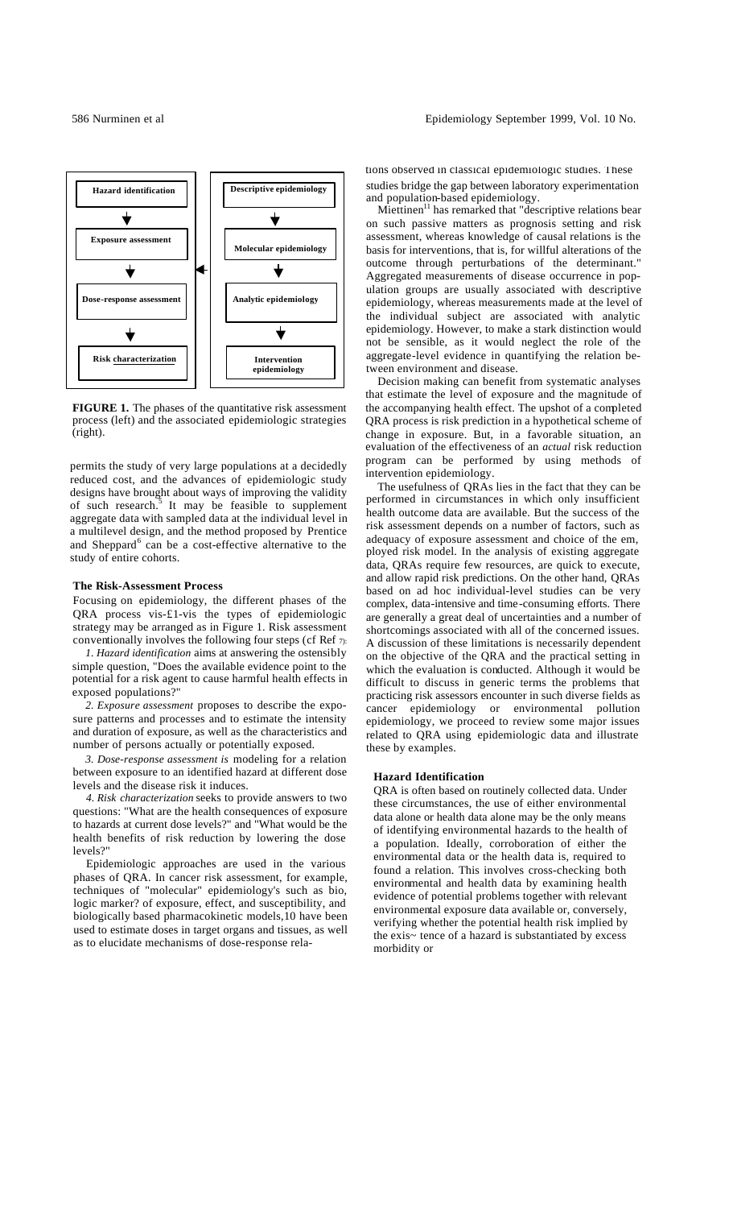| Hazard identification | Descriptive epidemiology |
|---|---|
| ↓ | ↓ |
| Exposure assessment | Molecular epidemiology |
| ↓ | ↓ |
| Dose-response assessment | Analytic epidemiology |
| ↓ | ↓ |
| Risk characterization | Intervention epidemiology |

**FIGURE 1.** The phases of the quantitative risk assessment process (left) and the associated epidemiologic strategies (right).

permits the study of very large populations at a decidedly reduced cost, and the advances of epidemiologic study designs have brought about ways of improving the validity of such research.[5] It may be feasible to supplement aggregate data with sampled data at the individual level in a multilevel design, and the method proposed by Prentice and Sheppard[6] can be a cost-effective alternative to the study of entire cohorts.

### The Risk-Assessment Process

Focusing on epidemiology, the different phases of the QRA process vis-£1-vis the types of epidemiologic strategy may be arranged as in Figure 1. Risk assessment conventionally involves the following four steps (cf Ref 7):

*1. Hazard identification* aims at answering the ostensibly simple question, "Does the available evidence point to the potential for a risk agent to cause harmful health effects in exposed populations?"

*2. Exposure assessment* proposes to describe the exposure patterns and processes and to estimate the intensity and duration of exposure, as well as the characteristics and number of persons actually or potentially exposed.

*3. Dose-response assessment is* modeling for a relation between exposure to an identified hazard at different dose levels and the disease risk it induces.

*4. Risk characterization* seeks to provide answers to two questions: "What are the health consequences of exposure to hazards at current dose levels?" and "What would be the health benefits of risk reduction by lowering the dose levels?"

Epidemiologic approaches are used in the various phases of QRA. In cancer risk assessment, for example, techniques of "molecular" epidemiology's such as bio, logic marker? of exposure, effect, and susceptibility, and biologically based pharmacokinetic models,10 have been used to estimate doses in target organs and tissues, as well as to elucidate mechanisms of dose-response relations observed in classical epidemiologic studies. These studies bridge the gap between laboratory experimentation and population-based epidemiology.

Miettinen[11] has remarked that "descriptive relations bear on such passive matters as prognosis setting and risk assessment, whereas knowledge of causal relations is the basis for interventions, that is, for willful alterations of the outcome through perturbations of the determinant." Aggregated measurements of disease occurrence in population groups are usually associated with descriptive epidemiology, whereas measurements made at the level of the individual subject are associated with analytic epidemiology. However, to make a stark distinction would not be sensible, as it would neglect the role of the aggregate-level evidence in quantifying the relation between environment and disease.

Decision making can benefit from systematic analyses that estimate the level of exposure and the magnitude of the accompanying health effect. The upshot of a completed QRA process is risk prediction in a hypothetical scheme of change in exposure. But, in a favorable situation, an evaluation of the effectiveness of an *actual* risk reduction program can be performed by using methods of intervention epidemiology.

The usefulness of QRAs lies in the fact that they can be performed in circumstances in which only insufficient health outcome data are available. But the success of the risk assessment depends on a number of factors, such as adequacy of exposure assessment and choice of the em, ployed risk model. In the analysis of existing aggregate data, QRAs require few resources, are quick to execute, and allow rapid risk predictions. On the other hand, QRAs based on ad hoc individual-level studies can be very complex, data-intensive and time-consuming efforts. There are generally a great deal of uncertainties and a number of shortcomings associated with all of the concerned issues. A discussion of these limitations is necessarily dependent on the objective of the QRA and the practical setting in which the evaluation is conducted. Although it would be difficult to discuss in generic terms the problems that practicing risk assessors encounter in such diverse fields as cancer epidemiology or environmental pollution epidemiology, we proceed to review some major issues related to QRA using epidemiologic data and illustrate these by examples.

### Hazard Identification

QRA is often based on routinely collected data. Under these circumstances, the use of either environmental data alone or health data alone may be the only means of identifying environmental hazards to the health of a population. Ideally, corroboration of either the environmental data or the health data is, required to found a relation. This involves cross-checking both environmental and health data by examining health evidence of potential problems together with relevant environmental exposure data available or, conversely, verifying whether the potential health risk implied by the exis~ tence of a hazard is substantiated by excess morbidity or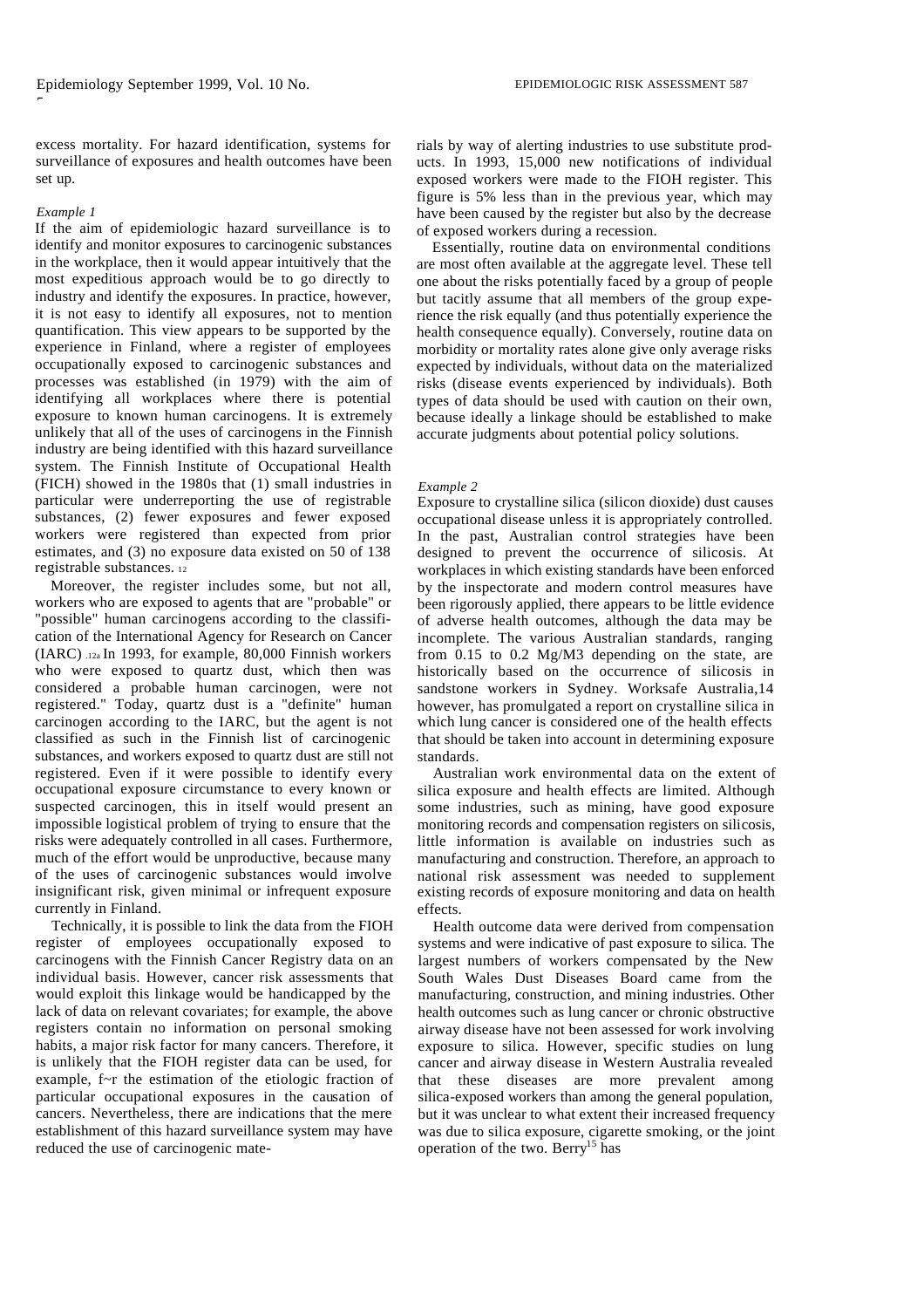excess mortality. For hazard identification, systems for surveillance of exposures and health outcomes have been set up.

*Example 1*

If the aim of epidemiologic hazard surveillance is to identify and monitor exposures to carcinogenic substances in the workplace, then it would appear intuitively that the most expeditious approach would be to go directly to industry and identify the exposures. In practice, however, it is not easy to identify all exposures, not to mention quantification. This view appears to be supported by the experience in Finland, where a register of employees occupationally exposed to carcinogenic substances and processes was established (in 1979) with the aim of identifying all workplaces where there is potential exposure to known human carcinogens. It is extremely unlikely that all of the uses of carcinogens in the Finnish industry are being identified with this hazard surveillance system. The Finnish Institute of Occupational Health (FICH) showed in the 1980s that (1) small industries in particular were underreporting the use of registrable substances, (2) fewer exposures and fewer exposed workers were registered than expected from prior estimates, and (3) no exposure data existed on 50 of 138 registrable substances.[12]

Moreover, the register includes some, but not all, workers who are exposed to agents that are "probable" or "possible" human carcinogens according to the classification of the International Agency for Research on Cancer (IARC).[12a] In 1993, for example, 80,000 Finnish workers who were exposed to quartz dust, which then was considered a probable human carcinogen, were not registered." Today, quartz dust is a "definite" human carcinogen according to the IARC, but the agent is not classified as such in the Finnish list of carcinogenic substances, and workers exposed to quartz dust are still not registered. Even if it were possible to identify every occupational exposure circumstance to every known or suspected carcinogen, this in itself would present an impossible logistical problem of trying to ensure that the risks were adequately controlled in all cases. Furthermore, much of the effort would be unproductive, because many of the uses of carcinogenic substances would involve insignificant risk, given minimal or infrequent exposure currently in Finland.

Technically, it is possible to link the data from the FIOH register of employees occupationally exposed to carcinogens with the Finnish Cancer Registry data on an individual basis. However, cancer risk assessments that would exploit this linkage would be handicapped by the lack of data on relevant covariates; for example, the above registers contain no information on personal smoking habits, a major risk factor for many cancers. Therefore, it is unlikely that the FIOH register data can be used, for example, f~r the estimation of the etiologic fraction of particular occupational exposures in the causation of cancers. Nevertheless, there are indications that the mere establishment of this hazard surveillance system may have reduced the use of carcinogenic materials by way of alerting industries to use substitute products. In 1993, 15,000 new notifications of individual exposed workers were made to the FIOH register. This figure is 5% less than in the previous year, which may have been caused by the register but also by the decrease of exposed workers during a recession.

Essentially, routine data on environmental conditions are most often available at the aggregate level. These tell one about the risks potentially faced by a group of people but tacitly assume that all members of the group experience the risk equally (and thus potentially experience the health consequence equally). Conversely, routine data on morbidity or mortality rates alone give only average risks expected by individuals, without data on the materialized risks (disease events experienced by individuals). Both types of data should be used with caution on their own, because ideally a linkage should be established to make accurate judgments about potential policy solutions.

*Example 2*

Exposure to crystalline silica (silicon dioxide) dust causes occupational disease unless it is appropriately controlled. In the past, Australian control strategies have been designed to prevent the occurrence of silicosis. At workplaces in which existing standards have been enforced by the inspectorate and modern control measures have been rigorously applied, there appears to be little evidence of adverse health outcomes, although the data may be incomplete. The various Australian standards, ranging from 0.15 to 0.2 Mg/M3 depending on the state, are historically based on the occurrence of silicosis in sandstone workers in Sydney. Worksafe Australia,[14] however, has promulgated a report on crystalline silica in which lung cancer is considered one of the health effects that should be taken into account in determining exposure standards.

Australian work environmental data on the extent of silica exposure and health effects are limited. Although some industries, such as mining, have good exposure monitoring records and compensation registers on silicosis, little information is available on industries such as manufacturing and construction. Therefore, an approach to national risk assessment was needed to supplement existing records of exposure monitoring and data on health effects.

Health outcome data were derived from compensation systems and were indicative of past exposure to silica. The largest numbers of workers compensated by the New South Wales Dust Diseases Board came from the manufacturing, construction, and mining industries. Other health outcomes such as lung cancer or chronic obstructive airway disease have not been assessed for work involving exposure to silica. However, specific studies on lung cancer and airway disease in Western Australia revealed that these diseases are more prevalent among silica-exposed workers than among the general population, but it was unclear to what extent their increased frequency was due to silica exposure, cigarette smoking, or the joint operation of the two. Berry[15] has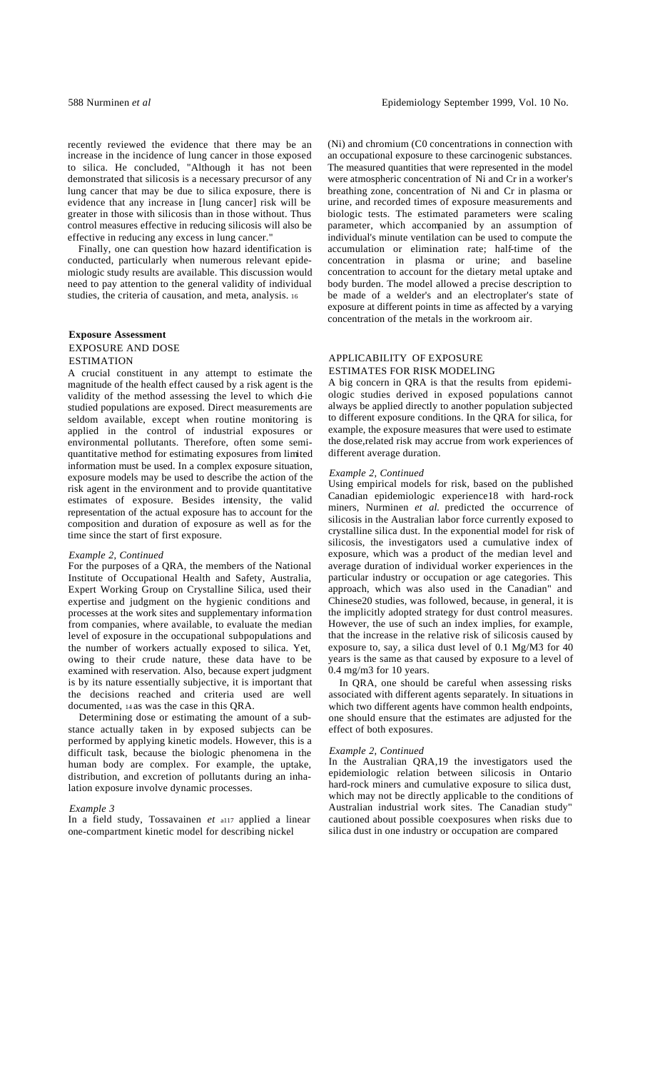recently reviewed the evidence that there may be an increase in the incidence of lung cancer in those exposed to silica. He concluded, "Although it has not been demonstrated that silicosis is a necessary precursor of any lung cancer that may be due to silica exposure, there is evidence that any increase in [lung cancer] risk will be greater in those with silicosis than in those without. Thus control measures effective in reducing silicosis will also be effective in reducing any excess in lung cancer."

Finally, one can question how hazard identification is conducted, particularly when numerous relevant epidemiologic study results are available. This discussion would need to pay attention to the general validity of individual studies, the criteria of causation, and meta, analysis. [16]

## Exposure Assessment

### EXPOSURE AND DOSE ESTIMATION

A crucial constituent in any attempt to estimate the magnitude of the health effect caused by a risk agent is the validity of the method assessing the level to which the studied populations are exposed. Direct measurements are seldom available, except when routine monitoring is applied in the control of industrial exposures or environmental pollutants. Therefore, often some semiquantitative method for estimating exposures from limited information must be used. In a complex exposure situation, exposure models may be used to describe the action of the risk agent in the environment and to provide quantitative estimates of exposure. Besides intensity, the valid representation of the actual exposure has to account for the composition and duration of exposure as well as for the time since the start of first exposure.

*Example 2, Continued*

For the purposes of a QRA, the members of the National Institute of Occupational Health and Safety, Australia, Expert Working Group on Crystalline Silica, used their expertise and judgment on the hygienic conditions and processes at the work sites and supplementary information from companies, where available, to evaluate the median level of exposure in the occupational subpopulations and the number of workers actually exposed to silica. Yet, owing to their crude nature, these data have to be examined with reservation. Also, because expert judgment is by its nature essentially subjective, it is important that the decisions reached and criteria used are well documented, [14] as was the case in this QRA.

Determining dose or estimating the amount of a substance actually taken in by exposed subjects can be performed by applying kinetic models. However, this is a difficult task, because the biologic phenomena in the human body are complex. For example, the uptake, distribution, and excretion of pollutants during an inhalation exposure involve dynamic processes.

*Example 3*

In a field study, Tossavainen *et al*[17] applied a linear one-compartment kinetic model for describing nickel (Ni) and chromium (Cr) concentrations in connection with an occupational exposure to these carcinogenic substances. The measured quantities that were represented in the model were atmospheric concentration of Ni and Cr in a worker's breathing zone, concentration of Ni and Cr in plasma or urine, and recorded times of exposure measurements and biologic tests. The estimated parameters were scaling parameter, which accompanied by an assumption of individual's minute ventilation can be used to compute the accumulation or elimination rate; half-time of the concentration in plasma or urine; and baseline concentration to account for the dietary metal uptake and body burden. The model allowed a precise description to be made of a welder's and an electroplater's state of exposure at different points in time as affected by a varying concentration of the metals in the workroom air.

### APPLICABILITY OF EXPOSURE ESTIMATES FOR RISK MODELING

A big concern in QRA is that the results from epidemiologic studies derived in exposed populations cannot always be applied directly to another population subjected to different exposure conditions. In the QRA for silica, for example, the exposure measures that were used to estimate the dose,related risk may accrue from work experiences of different average duration.

*Example 2, Continued*

Using empirical models for risk, based on the published Canadian epidemiologic experience[18] with hard-rock miners, Nurminen *et al.* predicted the occurrence of silicosis in the Australian labor force currently exposed to crystalline silica dust. In the exponential model for risk of silicosis, the investigators used a cumulative index of exposure, which was a product of the median level and average duration of individual worker experiences in the particular industry or occupation or age categories. This approach, which was also used in the Canadian[18] and Chinese[20] studies, was followed, because, in general, it is the implicitly adopted strategy for dust control measures. However, the use of such an index implies, for example, that the increase in the relative risk of silicosis caused by exposure to, say, a silica dust level of 0.1 $mg/m^3$ for 40 years is the same as that caused by exposure to a level of 0.4 $mg/m^3$ for 10 years.

In QRA, one should be careful when assessing risks associated with different agents separately. In situations in which two different agents have common health endpoints, one should ensure that the estimates are adjusted for the effect of both exposures.

*Example 2, Continued*

In the Australian QRA,[19] the investigators used the epidemiologic relation between silicosis in Ontario hard-rock miners and cumulative exposure to silica dust, which may not be directly applicable to the conditions of Australian industrial work sites. The Canadian study[18] cautioned about possible coexposures when risks due to silica dust in one industry or occupation are compared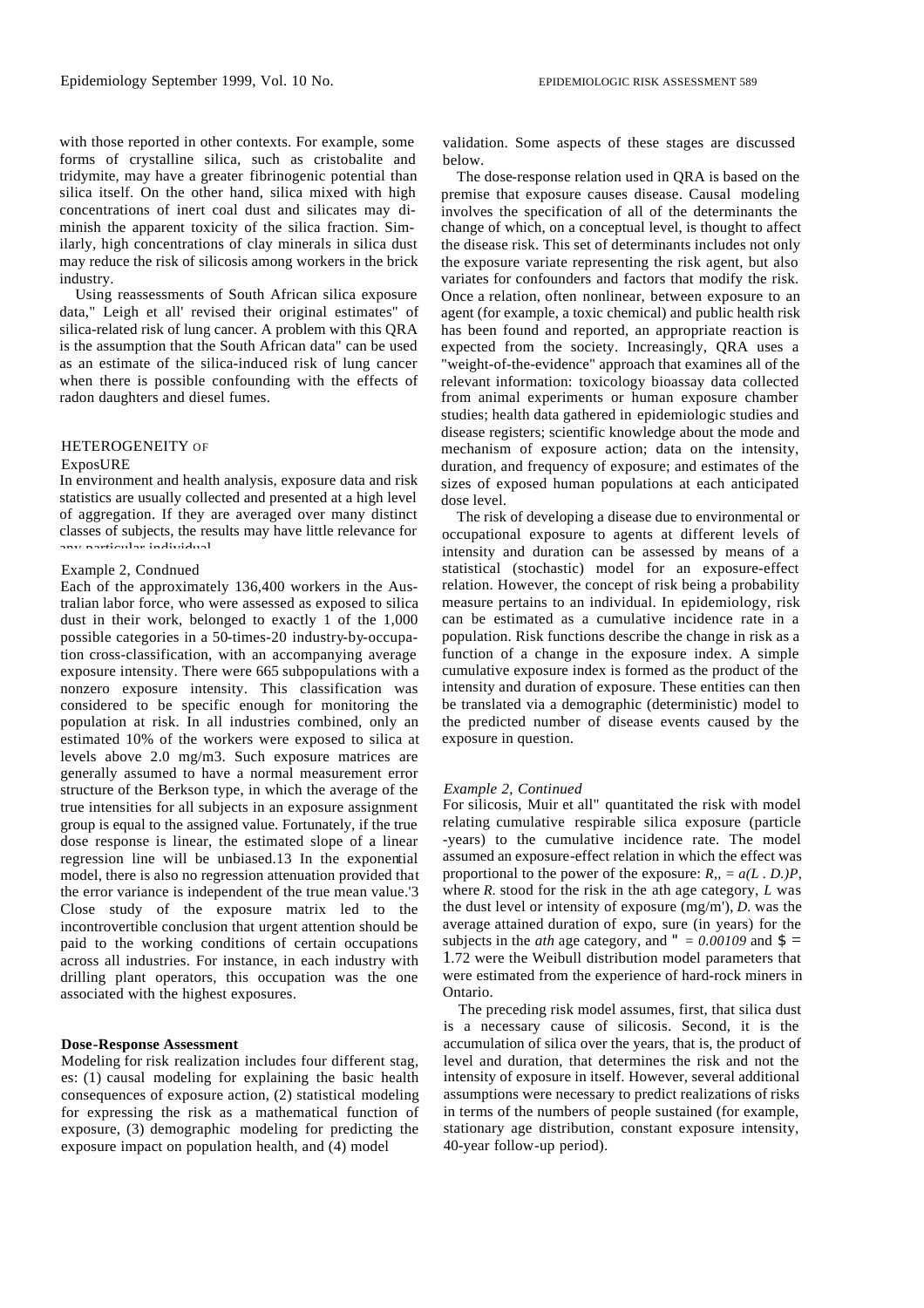with those reported in other contexts. For example, some forms of crystalline silica, such as cristobalite and tridymite, may have a greater fibrinogenic potential than silica itself. On the other hand, silica mixed with high concentrations of inert coal dust and silicates may diminish the apparent toxicity of the silica fraction. Similarly, high concentrations of clay minerals in silica dust may reduce the risk of silicosis among workers in the brick industry.

Using reassessments of South African silica exposure data," Leigh et all' revised their original estimates" of silica-related risk of lung cancer. A problem with this QRA is the assumption that the South African data" can be used as an estimate of the silica-induced risk of lung cancer when there is possible confounding with the effects of radon daughters and diesel fumes.

## HETEROGENEITY OF ExposURE

In environment and health analysis, exposure data and risk statistics are usually collected and presented at a high level of aggregation. If they are averaged over many distinct classes of subjects, the results may have little relevance for any particular individual.

### Example 2, Condnued

Each of the approximately 136,400 workers in the Australian labor force, who were assessed as exposed to silica dust in their work, belonged to exactly 1 of the 1,000 possible categories in a 50-times-20 industry-by-occupation cross-classification, with an accompanying average exposure intensity. There were 665 subpopulations with a nonzero exposure intensity. This classification was considered to be specific enough for monitoring the population at risk. In all industries combined, only an estimated 10% of the workers were exposed to silica at levels above 2.0 mg/m3. Such exposure matrices are generally assumed to have a normal measurement error structure of the Berkson type, in which the average of the true intensities for all subjects in an exposure assignment group is equal to the assigned value. Fortunately, if the true dose response is linear, the estimated slope of a linear regression line will be unbiased.13 In the exponential model, there is also no regression attenuation provided that the error variance is independent of the true mean value.'3 Close study of the exposure matrix led to the incontrovertible conclusion that urgent attention should be paid to the working conditions of certain occupations across all industries. For instance, in each industry with drilling plant operators, this occupation was the one associated with the highest exposures.

### Dose-Response Assessment

Modeling for risk realization includes four different stages: (1) causal modeling for explaining the basic health consequences of exposure action, (2) statistical modeling for expressing the risk as a mathematical function of exposure, (3) demographic modeling for predicting the exposure impact on population health, and (4) model validation. Some aspects of these stages are discussed below.

The dose-response relation used in QRA is based on the premise that exposure causes disease. Causal modeling involves the specification of all of the determinants the change of which, on a conceptual level, is thought to affect the disease risk. This set of determinants includes not only the exposure variate representing the risk agent, but also variates for confounders and factors that modify the risk. Once a relation, often nonlinear, between exposure to an agent (for example, a toxic chemical) and public health risk has been found and reported, an appropriate reaction is expected from the society. Increasingly, QRA uses a "weight-of-the-evidence" approach that examines all of the relevant information: toxicology bioassay data collected from animal experiments or human exposure chamber studies; health data gathered in epidemiologic studies and disease registers; scientific knowledge about the mode and mechanism of exposure action; data on the intensity, duration, and frequency of exposure; and estimates of the sizes of exposed human populations at each anticipated dose level.

The risk of developing a disease due to environmental or occupational exposure to agents at different levels of intensity and duration can be assessed by means of a statistical (stochastic) model for an exposure-effect relation. However, the concept of risk being a probability measure pertains to an individual. In epidemiology, risk can be estimated as a cumulative incidence rate in a population. Risk functions describe the change in risk as a function of a change in the exposure index. A simple cumulative exposure index is formed as the product of the intensity and duration of exposure. These entities can then be translated via a demographic (deterministic) model to the predicted number of disease events caused by the exposure in question.

### *Example 2, Continued*

For silicosis, Muir et all" quantitated the risk with model relating cumulative respirable silica exposure (particle-years) to the cumulative incidence rate. The model assumed an exposure-effect relation in which the effect was proportional to the power of the exposure: $R_a = \alpha(L \cdot D_a)^\beta$, where $R_a$ stood for the risk in the ath age category, $L$ was the dust level or intensity of exposure (mg/m'), $D_a$ was the average attained duration of expo, sure (in years) for the subjects in the *ath* age category, and $\alpha = 0.00109$ and $\beta = 1.72$ were the Weibull distribution model parameters that were estimated from the experience of hard-rock miners in Ontario.

The preceding risk model assumes, first, that silica dust is a necessary cause of silicosis. Second, it is the accumulation of silica over the years, that is, the product of level and duration, that determines the risk and not the intensity of exposure in itself. However, several additional assumptions were necessary to predict realizations of risks in terms of the numbers of people sustained (for example, stationary age distribution, constant exposure intensity, 40-year follow-up period).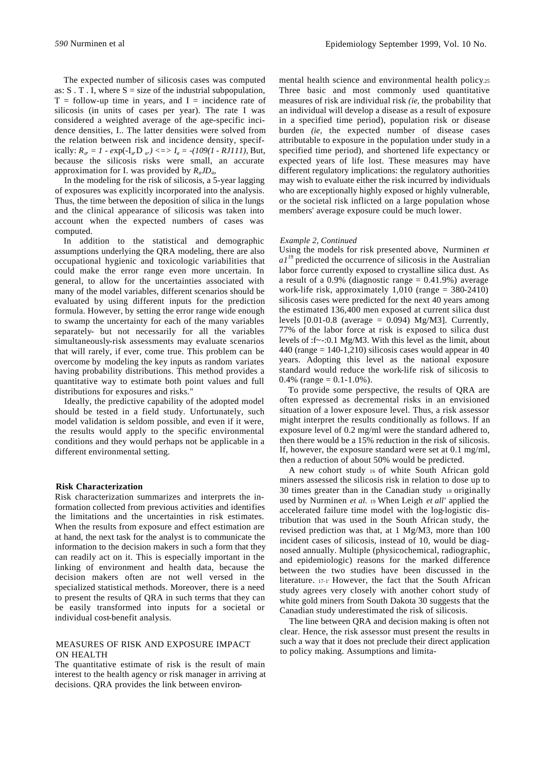The expected number of silicosis cases was computed as: S . T . I, where S = size of the industrial subpopulation, T = follow-up time in years, and I = incidence rate of silicosis (in units of cases per year). The rate I was considered a weighted average of the age-specific incidence densities, I.. The latter densities were solved from the relation between risk and incidence density, specifically: $R_a = 1 - \exp(-I_a . D_a) \iff I_a = -(109(1 - RJ111)$, But, because the silicosis risks were small, an accurate approximation for I. was provided by $R_aJD_a$,

In the modeling for the risk of silicosis, a 5-year lagging of exposures was explicitly incorporated into the analysis. Thus, the time between the deposition of silica in the lungs and the clinical appearance of silicosis was taken into account when the expected numbers of cases was computed.

In addition to the statistical and demographic assumptions underlying the QRA modeling, there are also occupational hygienic and toxicologic variabilities that could make the error range even more uncertain. In general, to allow for the uncertainties associated with many of the model variables, different scenarios should be evaluated by using different inputs for the prediction formula. However, by setting the error range wide enough to swamp the uncertainty for each of the many variables separately- but not necessarily for all the variables simultaneously-risk assessments may evaluate scenarios that will rarely, if ever, come true. This problem can be overcome by modeling the key inputs as random variates having probability distributions. This method provides a quantitative way to estimate both point values and full distributions for exposures and risks."

Ideally, the predictive capability of the adopted model should be tested in a field study. Unfortunately, such model validation is seldom possible, and even if it were, the results would apply to the specific environmental conditions and they would perhaps not be applicable in a different environmental setting.

### Risk Characterization

Risk characterization summarizes and interprets the information collected from previous activities and identifies the limitations and the uncertainties in risk estimates. When the results from exposure and effect estimation are at hand, the next task for the analyst is to communicate the information to the decision makers in such a form that they can readily act on it. This is especially important in the linking of environment and health data, because the decision makers often are not well versed in the specialized statistical methods. Moreover, there is a need to present the results of QRA in such terms that they can be easily transformed into inputs for a societal or individual cost-benefit analysis.

## MEASURES OF RISK AND EXPOSURE IMPACT ON HEALTH

The quantitative estimate of risk is the result of main interest to the health agency or risk manager in arriving at decisions. QRA provides the link between environmental health science and environmental health policy.[25] Three basic and most commonly used quantitative measures of risk are individual risk *(ie,* the probability that an individual will develop a disease as a result of exposure in a specified time period), population risk or disease burden *(ie,* the expected number of disease cases attributable to exposure in the population under study in a specified time period), and shortened life expectancy or expected years of life lost. These measures may have different regulatory implications: the regulatory authorities may wish to evaluate either the risk incurred by individuals who are exceptionally highly exposed or highly vulnerable, or the societal risk inflicted on a large population whose members' average exposure could be much lower.

*Example 2, Continued*

Using the models for risk presented above, Nurminen *et a1*[19] predicted the occurrence of silicosis in the Australian labor force currently exposed to crystalline silica dust. As a result of a 0.9% (diagnostic range = 0.41.9%) average work-life risk, approximately 1,010 (range = 380-2410) silicosis cases were predicted for the next 40 years among the estimated 136,400 men exposed at current silica dust levels [0.01-0.8 (average = 0.094) Mg/M3]. Currently, 77% of the labor force at risk is exposed to silica dust levels of :f~-:0.1 Mg/M3. With this level as the limit, about 440 (range = 140-1,210) silicosis cases would appear in 40 years. Adopting this level as the national exposure standard would reduce the work-life risk of silicosis to 0.4% (range = 0.1-1.0%).

To provide some perspective, the results of QRA are often expressed as decremental risks in an envisioned situation of a lower exposure level. Thus, a risk assessor might interpret the results conditionally as follows. If an exposure level of 0.2 mg/ml were the standard adhered to, then there would be a 15% reduction in the risk of silicosis. If, however, the exposure standard were set at 0.1 mg/ml, then a reduction of about 50% would be predicted.

A new cohort study [16] of white South African gold miners assessed the silicosis risk in relation to dose up to 30 times greater than in the Canadian study [18] originally used by Nurminen *et al.* [19] When Leigh *et all'* applied the accelerated failure time model with the log-logistic distribution that was used in the South African study, the revised prediction was that, at 1 Mg/M3, more than 100 incident cases of silicosis, instead of 10, would be diagnosed annually. Multiple (physicochemical, radiographic, and epidemiologic) reasons for the marked difference between the two studies have been discussed in the literature. [17-1'] However, the fact that the South African study agrees very closely with another cohort study of white gold miners from South Dakota 30 suggests that the Canadian study underestimated the risk of silicosis.

The line between QRA and decision making is often not clear. Hence, the risk assessor must present the results in such a way that it does not preclude their direct application to policy making. Assumptions and limita-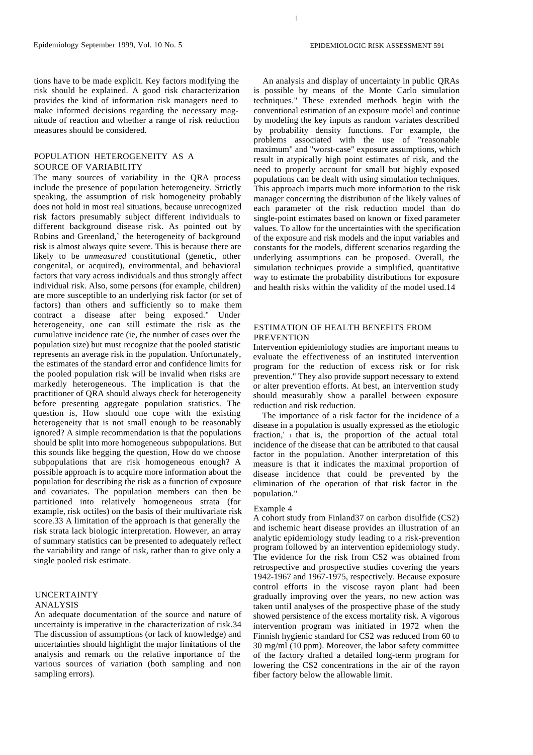tions have to be made explicit. Key factors modifying the risk should be explained. A good risk characterization provides the kind of information risk managers need to make informed decisions regarding the necessary magnitude of reaction and whether a range of risk reduction measures should be considered.

## POPULATION HETEROGENEITY AS A SOURCE OF VARIABILITY

The many sources of variability in the QRA process include the presence of population heterogeneity. Strictly speaking, the assumption of risk homogeneity probably does not hold in most real situations, because unrecognized risk factors presumably subject different individuals to different background disease risk. As pointed out by Robins and Greenland,` the heterogeneity of background risk is almost always quite severe. This is because there are likely to be *unmeasured* constitutional (genetic, other congenital, or acquired), environmental, and behavioral factors that vary across individuals and thus strongly affect individual risk. Also, some persons (for example, children) are more susceptible to an underlying risk factor (or set of factors) than others and sufficiently so to make them contract a disease after being exposed." Under heterogeneity, one can still estimate the risk as the cumulative incidence rate (ie, the number of cases over the population size) but must recognize that the pooled statistic represents an average risk in the population. Unfortunately, the estimates of the standard error and confidence limits for the pooled population risk will be invalid when risks are markedly heterogeneous. The implication is that the practitioner of QRA should always check for heterogeneity before presenting aggregate population statistics. The question is, How should one cope with the existing heterogeneity that is not small enough to be reasonably ignored? A simple recommendation is that the populations should be split into more homogeneous subpopulations. But this sounds like begging the question, How do we choose subpopulations that are risk homogeneous enough? A possible approach is to acquire more information about the population for describing the risk as a function of exposure and covariates. The population members can then be partitioned into relatively homogeneous strata (for example, risk octiles) on the basis of their multivariate risk score.33 A limitation of the approach is that generally the risk strata lack biologic interpretation. However, an array of summary statistics can be presented to adequately reflect the variability and range of risk, rather than to give only a single pooled risk estimate.

## UNCERTAINTY ANALYSIS

An adequate documentation of the source and nature of uncertainty is imperative in the characterization of risk.34 The discussion of assumptions (or lack of knowledge) and uncertainties should highlight the major limitations of the analysis and remark on the relative importance of the various sources of variation (both sampling and non sampling errors).

An analysis and display of uncertainty in public QRAs is possible by means of the Monte Carlo simulation techniques." These extended methods begin with the conventional estimation of an exposure model and continue by modeling the key inputs as random variates described by probability density functions. For example, the problems associated with the use of "reasonable maximum" and "worst-case" exposure assumptions, which result in atypically high point estimates of risk, and the need to properly account for small but highly exposed populations can be dealt with using simulation techniques. This approach imparts much more information to the risk manager concerning the distribution of the likely values of each parameter of the risk reduction model than do single-point estimates based on known or fixed parameter values. To allow for the uncertainties with the specification of the exposure and risk models and the input variables and constants for the models, different scenarios regarding the underlying assumptions can be proposed. Overall, the simulation techniques provide a simplified, quantitative way to estimate the probability distributions for exposure and health risks within the validity of the model used.14

## ESTIMATION OF HEALTH BENEFITS FROM PREVENTION

Intervention epidemiology studies are important means to evaluate the effectiveness of an instituted intervention program for the reduction of excess risk or for risk prevention." They also provide support necessary to extend or alter prevention efforts. At best, an intervention study should measurably show a parallel between exposure reduction and risk reduction.

The importance of a risk factor for the incidence of a disease in a population is usually expressed as the etiologic fraction,'[1] that is, the proportion of the actual total incidence of the disease that can be attributed to that causal factor in the population. Another interpretation of this measure is that it indicates the maximal proportion of disease incidence that could be prevented by the elimination of the operation of that risk factor in the population."

### Example 4

A cohort study from Finland37 on carbon disulfide ($CS_2$) and ischemic heart disease provides an illustration of an analytic epidemiology study leading to a risk-prevention program followed by an intervention epidemiology study. The evidence for the risk from $CS_2$ was obtained from retrospective and prospective studies covering the years 1942-1967 and 1967-1975, respectively. Because exposure control efforts in the viscose rayon plant had been gradually improving over the years, no new action was taken until analyses of the prospective phase of the study showed persistence of the excess mortality risk. A vigorous intervention program was initiated in 1972 when the Finnish hygienic standard for $CS_2$ was reduced from 60 to 30 mg/ml (10 ppm). Moreover, the labor safety committee of the factory drafted a detailed long-term program for lowering the $CS_2$ concentrations in the air of the rayon fiber factory below the allowable limit.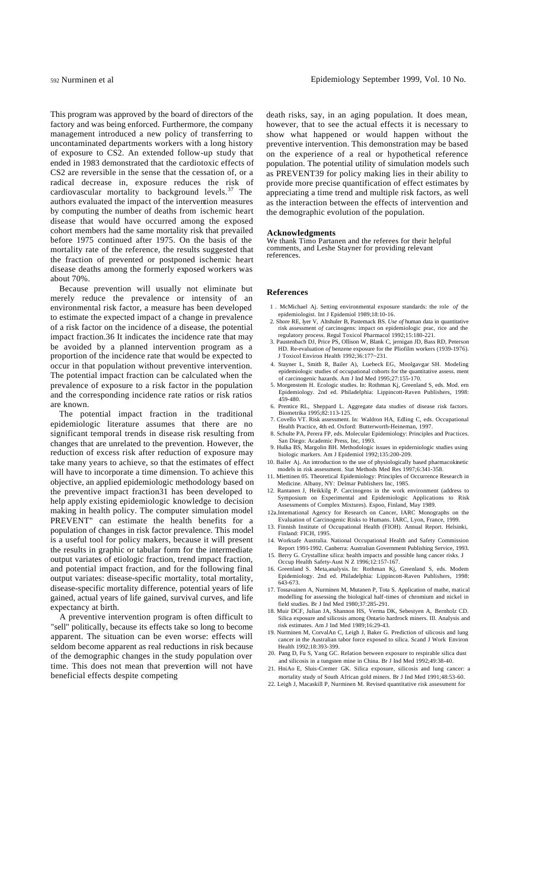This program was approved by the board of directors of the factory and was being enforced. Furthermore, the company management introduced a new policy of transferring to uncontaminated departments workers with a long history of exposure to $CS_2$. An extended follow-up study that ended in 1983 demonstrated that the cardiotoxic effects of $CS_2$ are reversible in the sense that the cessation of, or a radical decrease in, exposure reduces the risk of cardiovascular mortality to background levels.[37] The authors evaluated the impact of the intervention measures by computing the number of deaths from ischemic heart disease that would have occurred among the exposed cohort members had the same mortality risk that prevailed before 1975 continued after 1975. On the basis of the mortality rate of the reference, the results suggested that the fraction of prevented or postponed ischemic heart disease deaths among the formerly exposed workers was about 70%.

Because prevention will usually not eliminate but merely reduce the prevalence or intensity of an environmental risk factor, a measure has been developed to estimate the expected impact of a change in prevalence of a risk factor on the incidence of a disease, the potential impact fraction.36 It indicates the incidence rate that may be avoided by a planned intervention program as a proportion of the incidence rate that would be expected to occur in that population without preventive intervention. The potential impact fraction can be calculated when the prevalence of exposure to a risk factor in the population and the corresponding incidence rate ratios or risk ratios are known.

The potential impact fraction in the traditional epidemiologic literature assumes that there are no significant temporal trends in disease risk resulting from changes that are unrelated to the prevention. However, the reduction of excess risk after reduction of exposure may take many years to achieve, so that the estimates of effect will have to incorporate a time dimension. To achieve this objective, an applied epidemiologic methodology based on the preventive impact fraction31 has been developed to help apply existing epidemiologic knowledge to decision making in health policy. The computer simulation model PREVENT" can estimate the health benefits for a population of changes in risk factor prevalence. This model is a useful tool for policy makers, because it will present the results in graphic or tabular form for the intermediate output variates of etiologic fraction, trend impact fraction, and potential impact fraction, and for the following final output variates: disease-specific mortality, total mortality, disease-specific mortality difference, potential years of life gained, actual years of life gained, survival curves, and life expectancy at birth.

A preventive intervention program is often difficult to "sell" politically, because its effects take so long to become apparent. The situation can be even worse: effects will seldom become apparent as real reductions in risk because of the demographic changes in the study population over time. This does not mean that prevention will not have beneficial effects despite competing death risks, say, in an aging population. It does mean, however, that to see the actual effects it is necessary to show what happened or would happen without the preventive intervention. This demonstration may be based on the experience of a real or hypothetical reference population. The potential utility of simulation models such as PREVENT39 for policy making lies in their ability to provide more precise quantification of effect estimates by appreciating a time trend and multiple risk factors, as well as the interaction between the effects of intervention and the demographic evolution of the population.

## Acknowledgments

We thank Timo Partanen and the referees for their helpful comments, and Leshe Stayner for providing relevant references.

## References

1. McMichael Aj. Setting environmental exposure standards: the role *of* the epidemiologist. Int J Epidemiol 1989;18:10-16.
2. Shore RE, Iyer V, Altshuler B, Pastemack BS. *Use of* human data in quantitative risk assessment *of* carcinogens: impact on epidemiologic prac, rice and the regulatory process. Regul Toxicol Pharmacol 1992;15:180-221.
3. Paustenbach DJ, Price PS, Ollison W, Blank C, jernigan JD, Bass RD, Peterson HD. Re-evaluation *of* benzene exposure for the Pliofilm workers (1939-1976). J Toxicol Environ Health 1992;36:177~231.
4. Stayner L, Smith R, Bailer A), Luebeck EG, Moolgavgar SH. Modeling epidemiologic studies of occupational cohorts for the quantitative assess. ment of carcinogenic hazards. Am J Ind Med 1995;27:155-170.
5. Morgenstem H. Ecologic studies. In: Rothman Kj, Greenland S, eds. Mod. em Epidemiology. 2nd ed. Philadelphia: Lippincott-Raven Publishers, 1998: 459-480.
6. Prentice RL, Sheppard L. Aggregate data studies of disease risk factors. Biometrika 1995;82:113-125.
7. Covello VT. Risk assessment. In: Waldron HA, Edling C, eds. Occupational Health Practice, 4th ed. Oxford: Butterworth-Heineman, 1997.
8. Schulte PA, Perera FP, eds. Molecular Epidemiology: Principles and Practices. San Diego: Academic Press, Inc, 1993.
9. Hulka BS, Margolin BH. Methodologic issues in epidermiologic studies using biologic markers. Am J Epidemiol 1992;135:200-209.
10. Bailer Aj. An introduction to the use of physiologically based pharmacokinetic models in risk assessment. Stat Methods Med Res 1997;6:341-358.
11. Miettinen 05. Theoretical Epidemiology: Principles of Occurrence Research in Medicine. Albany, NY: Delmar Publishers Inc, 1985.
12. Rantanen J, Heikkilg P. Carcinogens in the work environment (address to Symposium on Experimental and Epidemiologic Applications to Risk Assessments of Complex Mixtures). Espoo, Finland, May 1989.

12a. International Agency for Research on Cancer, IARC Monographs on the Evaluation of Carcinogenic Risks to Humans. IARC, Lyon, France, 1999.

13. Finnish Institute of Occupational Health (FIOH). Annual Report. Helsinki, Finland: FICH, 1995.
14. Worksafe Australia. National Occupational Health and Safety Commission Report 1991-1992. Canberra: Australian Government Publishing Service, 1993.
15. Berry G. Crystalline silica: health impacts and possible lung cancer risks. J Occup Health Safety-Aust N Z 1996;12:157-167.
16. Greenland S. Meta,analysis. In: Rothman Kj, Greenland S, eds. Modem Epidemiology. 2nd ed. Philadelphia: Lippincott-Raven Publishers, 1998: 643-673.
17. Tossavainen A, Nurminen M, Mutanen P, Tota S. Application of mathe, matical modelling for assessing the biological half-times of chromium and nickel in field studies. Br J Ind Med 1980;37:285-291.
18. Muir DCF, Julian JA, Shannon HS, Verma DK, Sebestyen A, Bernholz CD. Silica exposure and silicosis among Ontario hardrock miners. Ill. Analysis and risk estimates. Am J Ind Med 1989;16:29-43.
19. Nurminen M, CorvalAn C, Leigh J, Baker G. Prediction of silicosis and lung cancer in the Australian tabor force exposed to silica. Scand J Work Environ Health 1992;18:393-399.
20. Pang D, Fu S, Yang GC. Relation between exposure to respirable silica dust and silicosis in a tungsten mine in China. Br J Ind Med 1992;49:38-40.
21. HniAo E, Sluis-Cremer GK. Silica exposure, silicosis and lung cancer: a mortality study of South African gold miners. Br J Ind Med 1991;48:53-60.
22. Leigh J, Macaskill P, Nurminen M. Revised quantitative risk assessment for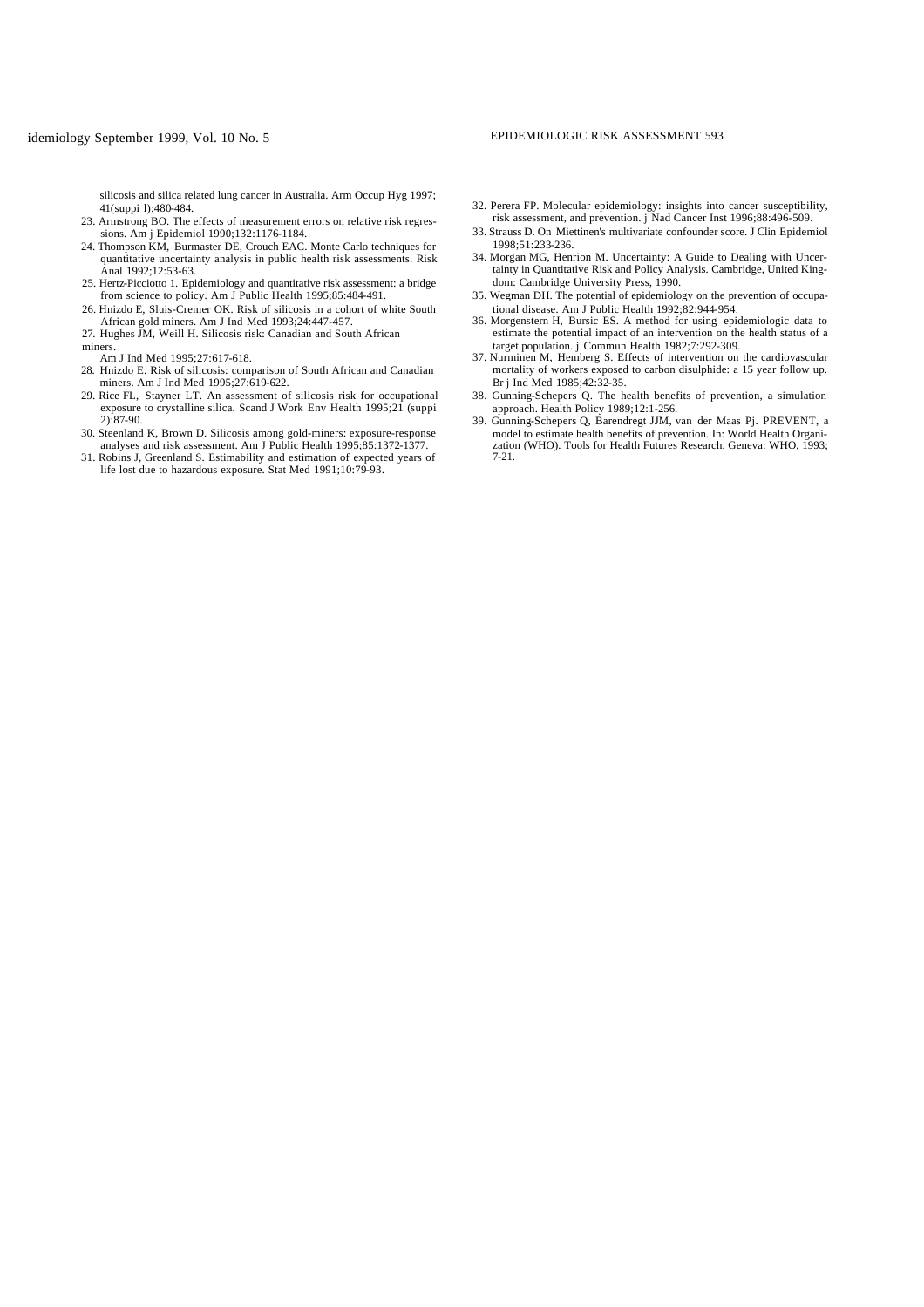silicosis and silica related lung cancer in Australia. Arm Occup Hyg 1997; 41(suppi l):480-484.

23. Armstrong BO. The effects of measurement errors on relative risk regressions. Am j Epidemiol 1990;132:1176-1184.
24. Thompson KM, Burmaster DE, Crouch EAC. Monte Carlo techniques for quantitative uncertainty analysis in public health risk assessments. Risk Anal 1992;12:53-63.
25. Hertz-Picciotto 1. Epidemiology and quantitative risk assessment: a bridge from science to policy. Am J Public Health 1995;85:484-491.
26. Hnizdo E, Sluis-Cremer OK. Risk of silicosis in a cohort of white South African gold miners. Am J Ind Med 1993;24:447-457.
27. Hughes JM, Weill H. Silicosis risk: Canadian and South African miners. Am J Ind Med 1995;27:617-618.
28. Hnizdo E. Risk of silicosis: comparison of South African and Canadian miners. Am J Ind Med 1995;27:619-622.
29. Rice FL, Stayner LT. An assessment of silicosis risk for occupational exposure to crystalline silica. Scand J Work Env Health 1995;21 (suppi 2):87-90.
30. Steenland K, Brown D. Silicosis among gold-miners: exposure-response analyses and risk assessment. Am J Public Health 1995;85:1372-1377.
31. Robins J, Greenland S. Estimability and estimation of expected years of life lost due to hazardous exposure. Stat Med 1991;10:79-93.
32. Perera FP. Molecular epidemiology: insights into cancer susceptibility, risk assessment, and prevention. j Nad Cancer Inst 1996;88:496-509.
33. Strauss D. On Miettinen's multivariate confounder score. J Clin Epidemiol 1998;51:233-236.
34. Morgan MG, Henrion M. Uncertainty: A Guide to Dealing with Uncertainty in Quantitative Risk and Policy Analysis. Cambridge, United Kingdom: Cambridge University Press, 1990.
35. Wegman DH. The potential of epidemiology on the prevention of occupational disease. Am J Public Health 1992;82:944-954.
36. Morgenstern H, Bursic ES. A method for using epidemiologic data to estimate the potential impact of an intervention on the health status of a target population. j Commun Health 1982;7:292-309.
37. Nurminen M, Hemberg S. Effects of intervention on the cardiovascular mortality of workers exposed to carbon disulphide: a 15 year follow up. Br j Ind Med 1985;42:32-35.
38. Gunning-Schepers Q. The health benefits of prevention, a simulation approach. Health Policy 1989;12:1-256.
39. Gunning-Schepers Q, Barendregt JJM, van der Maas Pj. PREVENT, a model to estimate health benefits of prevention. In: World Health Organization (WHO). Tools for Health Futures Research. Geneva: WHO, 1993; 7-21.